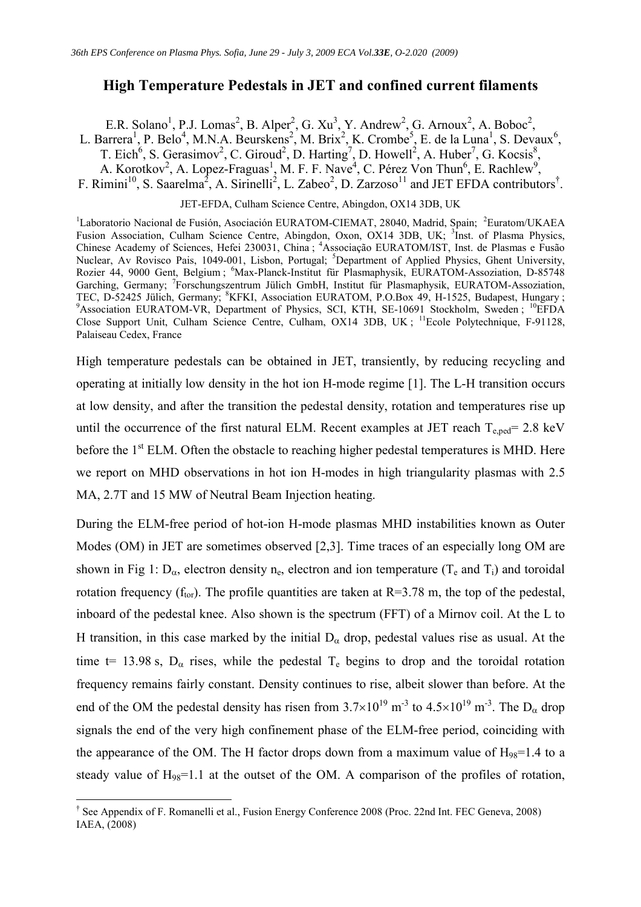# High Temperature Pedestals in JET and confined current filaments

E.R. Solano[1], P.J. Lomas[2], B. Alper[2], G. Xu[3], Y. Andrew[2], G. Arnoux[2], A. Boboc[2], L. Barrera[1], P. Belo[4], M.N.A. Beurskens[2], M. Brix[2], K. Crombe[5], E. de la Luna[1], S. Devaux[6], T. Eich[6], S. Gerasimov[2], C. Giroud[2], D. Harting[7], D. Howell[2], A. Huber[7], G. Kocsis[8], A. Korotkov[2], A. Lopez-Fraguas[1], M. F. F. Nave[4], C. Pérez Von Thun[6], E. Rachlew[9], F. Rimini[10], S. Saarelma[2], A. Sirinelli[2], L. Zabeo[2], D. Zarzoso[11] and JET EFDA contributors[†].

JET-EFDA, Culham Science Centre, Abingdon, OX14 3DB, UK

[1]Laboratorio Nacional de Fusión, Asociación EURATOM-CIEMAT, 28040, Madrid, Spain; [2]Euratom/UKAEA Fusion Association, Culham Science Centre, Abingdon, Oxon, OX14 3DB, UK; [3]Inst. of Plasma Physics, Chinese Academy of Sciences, Hefei 230031, China ; [4]Associação EURATOM/IST, Inst. de Plasmas e Fusão Nuclear, Av Rovisco Pais, 1049-001, Lisbon, Portugal; [5]Department of Applied Physics, Ghent University, Rozier 44, 9000 Gent, Belgium ; [6]Max-Planck-Institut für Plasmaphysik, EURATOM-Assoziation, D-85748 Garching, Germany; [7]Forschungszentrum Jülich GmbH, Institut für Plasmaphysik, EURATOM-Assoziation, TEC, D-52425 Jülich, Germany; [8]KFKI, Association EURATOM, P.O.Box 49, H-1525, Budapest, Hungary ; [9]Association EURATOM-VR, Department of Physics, SCI, KTH, SE-10691 Stockholm, Sweden ; [10]EFDA Close Support Unit, Culham Science Centre, Culham, OX14 3DB, UK ; [11]Ecole Polytechnique, F-91128, Palaiseau Cedex, France

High temperature pedestals can be obtained in JET, transiently, by reducing recycling and operating at initially low density in the hot ion H-mode regime [1]. The L-H transition occurs at low density, and after the transition the pedestal density, rotation and temperatures rise up until the occurrence of the first natural ELM. Recent examples at JET reach $T_{e,ped}$= 2.8 keV before the 1st ELM. Often the obstacle to reaching higher pedestal temperatures is MHD. Here we report on MHD observations in hot ion H-modes in high triangularity plasmas with 2.5 MA, 2.7T and 15 MW of Neutral Beam Injection heating.

During the ELM-free period of hot-ion H-mode plasmas MHD instabilities known as Outer Modes (OM) in JET are sometimes observed [2,3]. Time traces of an especially long OM are shown in Fig 1: $D_\alpha$, electron density $n_e$, electron and ion temperature ($T_e$ and $T_i$) and toroidal rotation frequency ($f_{tor}$). The profile quantities are taken at R=3.78 m, the top of the pedestal, inboard of the pedestal knee. Also shown is the spectrum (FFT) of a Mirnov coil. At the L to H transition, in this case marked by the initial $D_\alpha$ drop, pedestal values rise as usual. At the time t= 13.98 s, $D_\alpha$ rises, while the pedestal $T_e$ begins to drop and the toroidal rotation frequency remains fairly constant. Density continues to rise, albeit slower than before. At the end of the OM the pedestal density has risen from $3.7\times10^{19}$ m$^{-3}$ to $4.5\times10^{19}$ m$^{-3}$. The $D_\alpha$ drop signals the end of the very high confinement phase of the ELM-free period, coinciding with the appearance of the OM. The H factor drops down from a maximum value of $H_{98}$=1.4 to a steady value of $H_{98}$=1.1 at the outset of the OM. A comparison of the profiles of rotation,

[†] See Appendix of F. Romanelli et al., Fusion Energy Conference 2008 (Proc. 22nd Int. FEC Geneva, 2008) IAEA, (2008)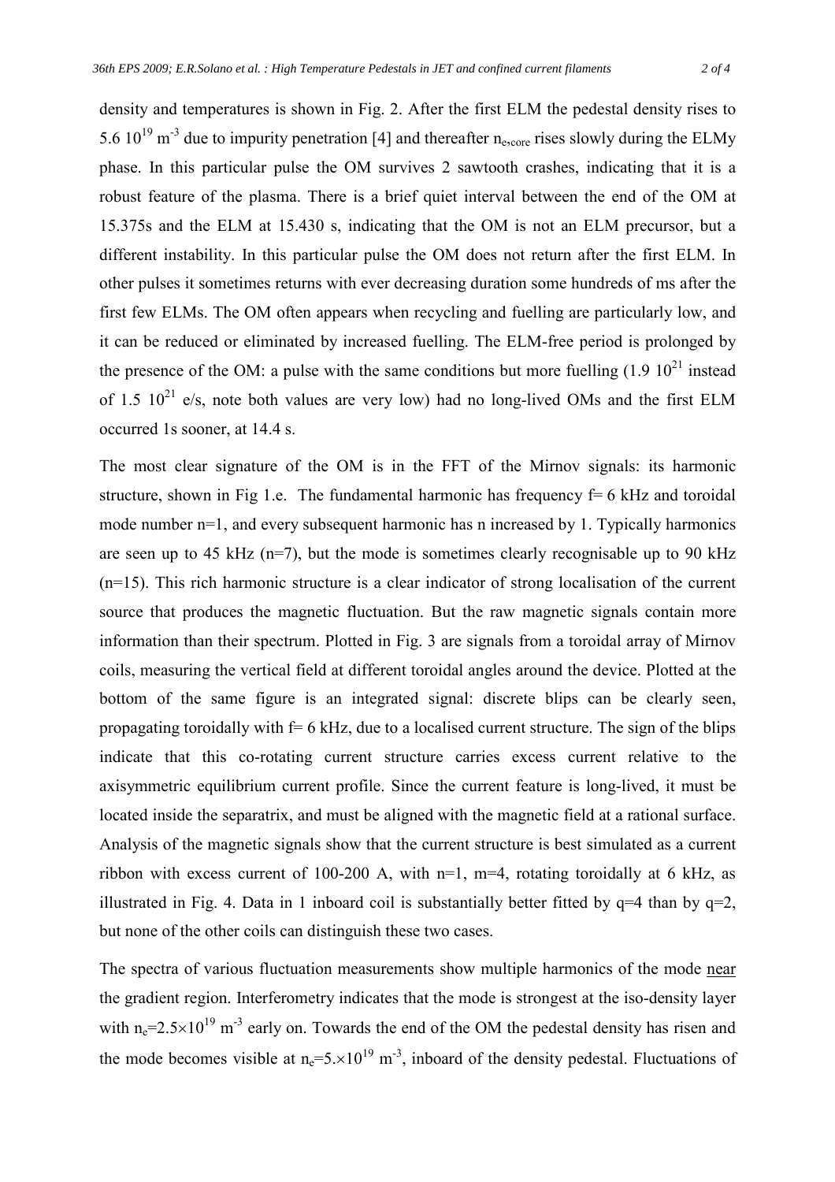density and temperatures is shown in Fig. 2. After the first ELM the pedestal density rises to 5.6 $10^{19}$ $m^{-3}$ due to impurity penetration [4] and thereafter $n_{e,core}$ rises slowly during the ELMy phase. In this particular pulse the OM survives 2 sawtooth crashes, indicating that it is a robust feature of the plasma. There is a brief quiet interval between the end of the OM at 15.375s and the ELM at 15.430 s, indicating that the OM is not an ELM precursor, but a different instability. In this particular pulse the OM does not return after the first ELM. In other pulses it sometimes returns with ever decreasing duration some hundreds of ms after the first few ELMs. The OM often appears when recycling and fuelling are particularly low, and it can be reduced or eliminated by increased fuelling. The ELM-free period is prolonged by the presence of the OM: a pulse with the same conditions but more fuelling (1.9 $10^{21}$ instead of 1.5 $10^{21}$ e/s, note both values are very low) had no long-lived OMs and the first ELM occurred 1s sooner, at 14.4 s.

The most clear signature of the OM is in the FFT of the Mirnov signals: its harmonic structure, shown in Fig 1.e. The fundamental harmonic has frequency f= 6 kHz and toroidal mode number n=1, and every subsequent harmonic has n increased by 1. Typically harmonics are seen up to 45 kHz (n=7), but the mode is sometimes clearly recognisable up to 90 kHz (n=15). This rich harmonic structure is a clear indicator of strong localisation of the current source that produces the magnetic fluctuation. But the raw magnetic signals contain more information than their spectrum. Plotted in Fig. 3 are signals from a toroidal array of Mirnov coils, measuring the vertical field at different toroidal angles around the device. Plotted at the bottom of the same figure is an integrated signal: discrete blips can be clearly seen, propagating toroidally with f= 6 kHz, due to a localised current structure. The sign of the blips indicate that this co-rotating current structure carries excess current relative to the axisymmetric equilibrium current profile. Since the current feature is long-lived, it must be located inside the separatrix, and must be aligned with the magnetic field at a rational surface. Analysis of the magnetic signals show that the current structure is best simulated as a current ribbon with excess current of 100-200 A, with n=1, m=4, rotating toroidally at 6 kHz, as illustrated in Fig. 4. Data in 1 inboard coil is substantially better fitted by q=4 than by q=2, but none of the other coils can distinguish these two cases.

The spectra of various fluctuation measurements show multiple harmonics of the mode near the gradient region. Interferometry indicates that the mode is strongest at the iso-density layer with $n_e=2.5\times10^{19}$ $m^{-3}$ early on. Towards the end of the OM the pedestal density has risen and the mode becomes visible at $n_e=5.\times10^{19}$ $m^{-3}$, inboard of the density pedestal. Fluctuations of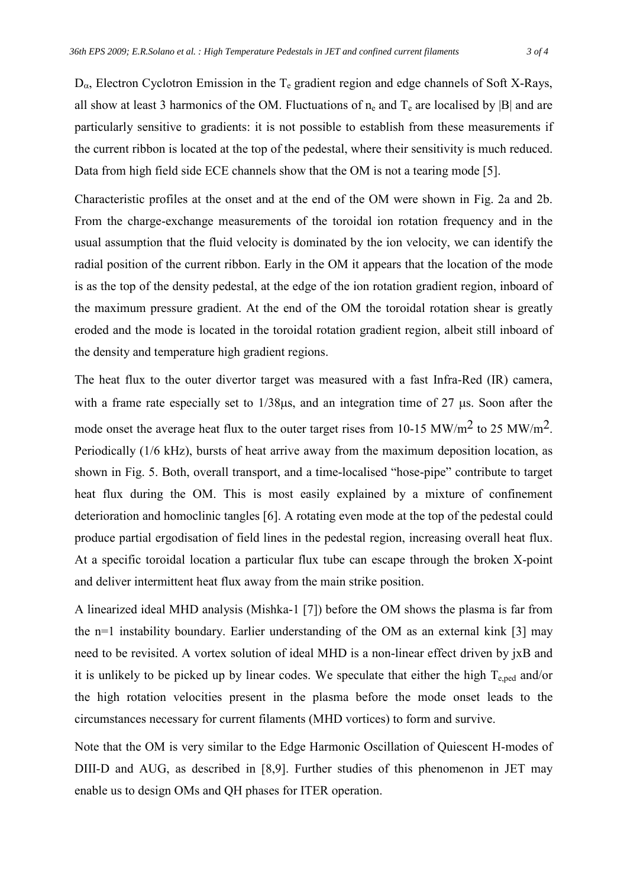$D_\alpha$, Electron Cyclotron Emission in the $T_e$ gradient region and edge channels of Soft X-Rays, all show at least 3 harmonics of the OM. Fluctuations of $n_e$ and $T_e$ are localised by |B| and are particularly sensitive to gradients: it is not possible to establish from these measurements if the current ribbon is located at the top of the pedestal, where their sensitivity is much reduced. Data from high field side ECE channels show that the OM is not a tearing mode [5].

Characteristic profiles at the onset and at the end of the OM were shown in Fig. 2a and 2b. From the charge-exchange measurements of the toroidal ion rotation frequency and in the usual assumption that the fluid velocity is dominated by the ion velocity, we can identify the radial position of the current ribbon. Early in the OM it appears that the location of the mode is as the top of the density pedestal, at the edge of the ion rotation gradient region, inboard of the maximum pressure gradient. At the end of the OM the toroidal rotation shear is greatly eroded and the mode is located in the toroidal rotation gradient region, albeit still inboard of the density and temperature high gradient regions.

The heat flux to the outer divertor target was measured with a fast Infra-Red (IR) camera, with a frame rate especially set to 1/38μs, and an integration time of 27 μs. Soon after the mode onset the average heat flux to the outer target rises from 10-15 $MW/m^2$ to 25 $MW/m^2$. Periodically (1/6 kHz), bursts of heat arrive away from the maximum deposition location, as shown in Fig. 5. Both, overall transport, and a time-localised "hose-pipe" contribute to target heat flux during the OM. This is most easily explained by a mixture of confinement deterioration and homoclinic tangles [6]. A rotating even mode at the top of the pedestal could produce partial ergodisation of field lines in the pedestal region, increasing overall heat flux. At a specific toroidal location a particular flux tube can escape through the broken X-point and deliver intermittent heat flux away from the main strike position.

A linearized ideal MHD analysis (Mishka-1 [7]) before the OM shows the plasma is far from the n=1 instability boundary. Earlier understanding of the OM as an external kink [3] may need to be revisited. A vortex solution of ideal MHD is a non-linear effect driven by jxB and it is unlikely to be picked up by linear codes. We speculate that either the high $T_{e,ped}$ and/or the high rotation velocities present in the plasma before the mode onset leads to the circumstances necessary for current filaments (MHD vortices) to form and survive.

Note that the OM is very similar to the Edge Harmonic Oscillation of Quiescent H-modes of DIII-D and AUG, as described in [8,9]. Further studies of this phenomenon in JET may enable us to design OMs and QH phases for ITER operation.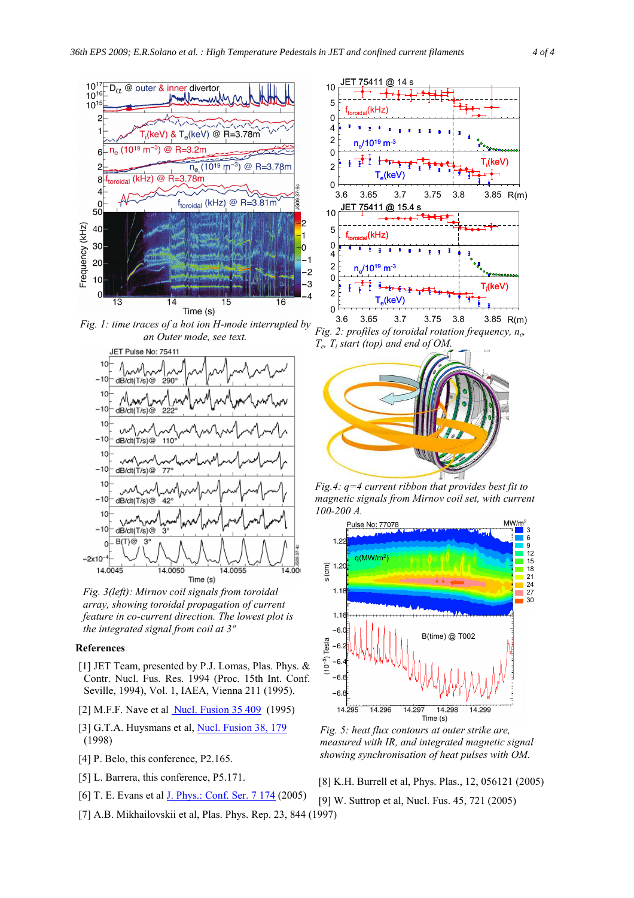Fig. 1: time traces of a hot ion H-mode interrupted by an Outer mode, see text.

Fig. 2: profiles of toroidal rotation frequency, $n_e$, $T_e$, $T_i$ start (top) and end of OM.

Fig. 3(left): Mirnov coil signals from toroidal array, showing toroidal propagation of current feature in co-current direction. The lowest plot is the integrated signal from coil at 3°

Fig.4: q=4 current ribbon that provides best fit to magnetic signals from Mirnov coil set, with current 100-200 A.

Fig. 5: heat flux contours at outer strike are, measured with IR, and integrated magnetic signal showing synchronisation of heat pulses with OM.

## References

[1] JET Team, presented by P.J. Lomas, Plas. Phys. & Contr. Nucl. Fus. Res. 1994 (Proc. 15th Int. Conf. Seville, 1994), Vol. 1, IAEA, Vienna 211 (1995).

[2] M.F.F. Nave et al Nucl. Fusion 35 409 (1995)

[3] G.T.A. Huysmans et al, Nucl. Fusion 38, 179 (1998)

[4] P. Belo, this conference, P2.165.

[5] L. Barrera, this conference, P5.171.

[6] T. E. Evans et al J. Phys.: Conf. Ser. 7 174 (2005)

[7] A.B. Mikhailovskii et al, Plas. Phys. Rep. 23, 844 (1997)

[8] K.H. Burrell et al, Phys. Plas., 12, 056121 (2005)

[9] W. Suttrop et al, Nucl. Fus. 45, 721 (2005)